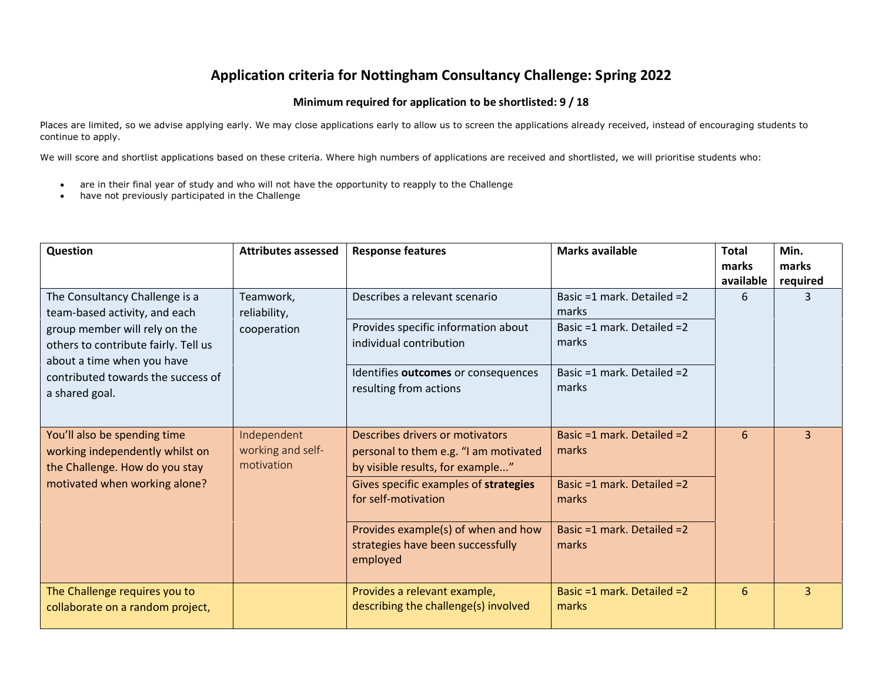# Application criteria for Nottingham Consultancy Challenge: Spring 2022

**Minimum required for application to be shortlisted: 9 / 18**

Places are limited, so we advise applying early. We may close applications early to allow us to screen the applications already received, instead of encouraging students to continue to apply.

We will score and shortlist applications based on these criteria. Where high numbers of applications are received and shortlisted, we will prioritise students who:

- are in their final year of study and who will not have the opportunity to reapply to the Challenge
- have not previously participated in the Challenge

| Question | Attributes assessed | Response features | Marks available | Total marks available | Min. marks required |
|---|---|---|---|---|---|
| The Consultancy Challenge is a team-based activity, and each group member will rely on the others to contribute fairly. Tell us about a time when you have contributed towards the success of a shared goal. | Teamwork, reliability, cooperation | Describes a relevant scenario | Basic =1 mark. Detailed =2 marks | 6 | 3 |
| | | Provides specific information about individual contribution | Basic =1 mark. Detailed =2 marks | | |
| | | Identifies **outcomes** or consequences resulting from actions | Basic =1 mark. Detailed =2 marks | | |
| You'll also be spending time working independently whilst on the Challenge. How do you stay motivated when working alone? | Independent working and self-motivation | Describes drivers or motivators personal to them e.g. "I am motivated by visible results, for example..." | Basic =1 mark. Detailed =2 marks | 6 | 3 |
| | | Gives specific examples of **strategies** for self-motivation | Basic =1 mark. Detailed =2 marks | | |
| | | Provides example(s) of when and how strategies have been successfully employed | Basic =1 mark. Detailed =2 marks | | |
| The Challenge requires you to collaborate on a random project, | | Provides a relevant example, describing the challenge(s) involved | Basic =1 mark. Detailed =2 marks | 6 | 3 |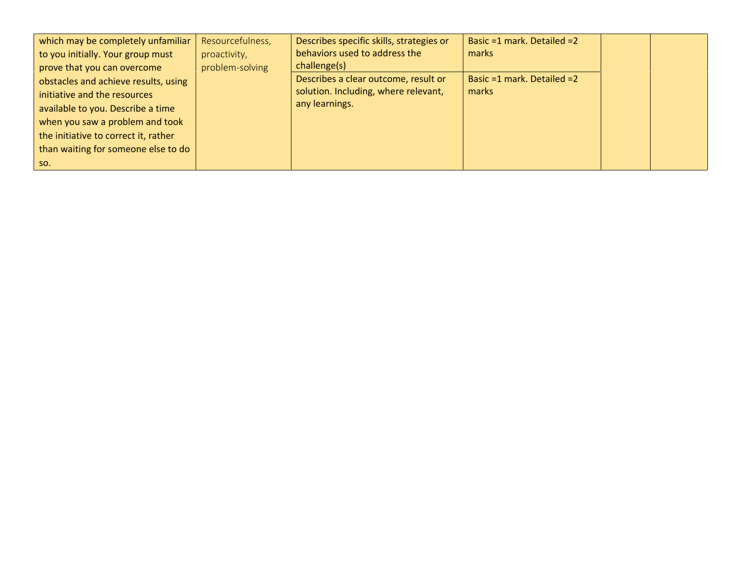| | | | | | |
|---|---|---|---|---|---|
| which may be completely unfamiliar to you initially. Your group must prove that you can overcome obstacles and achieve results, using initiative and the resources available to you. Describe a time when you saw a problem and took the initiative to correct it, rather than waiting for someone else to do so. | Resourcefulness, proactivity, problem-solving | Describes specific skills, strategies or behaviors used to address the challenge(s) | Basic =1 mark. Detailed =2 marks | | |
| | | Describes a clear outcome, result or solution. Including, where relevant, any learnings. | Basic =1 mark. Detailed =2 marks | | |